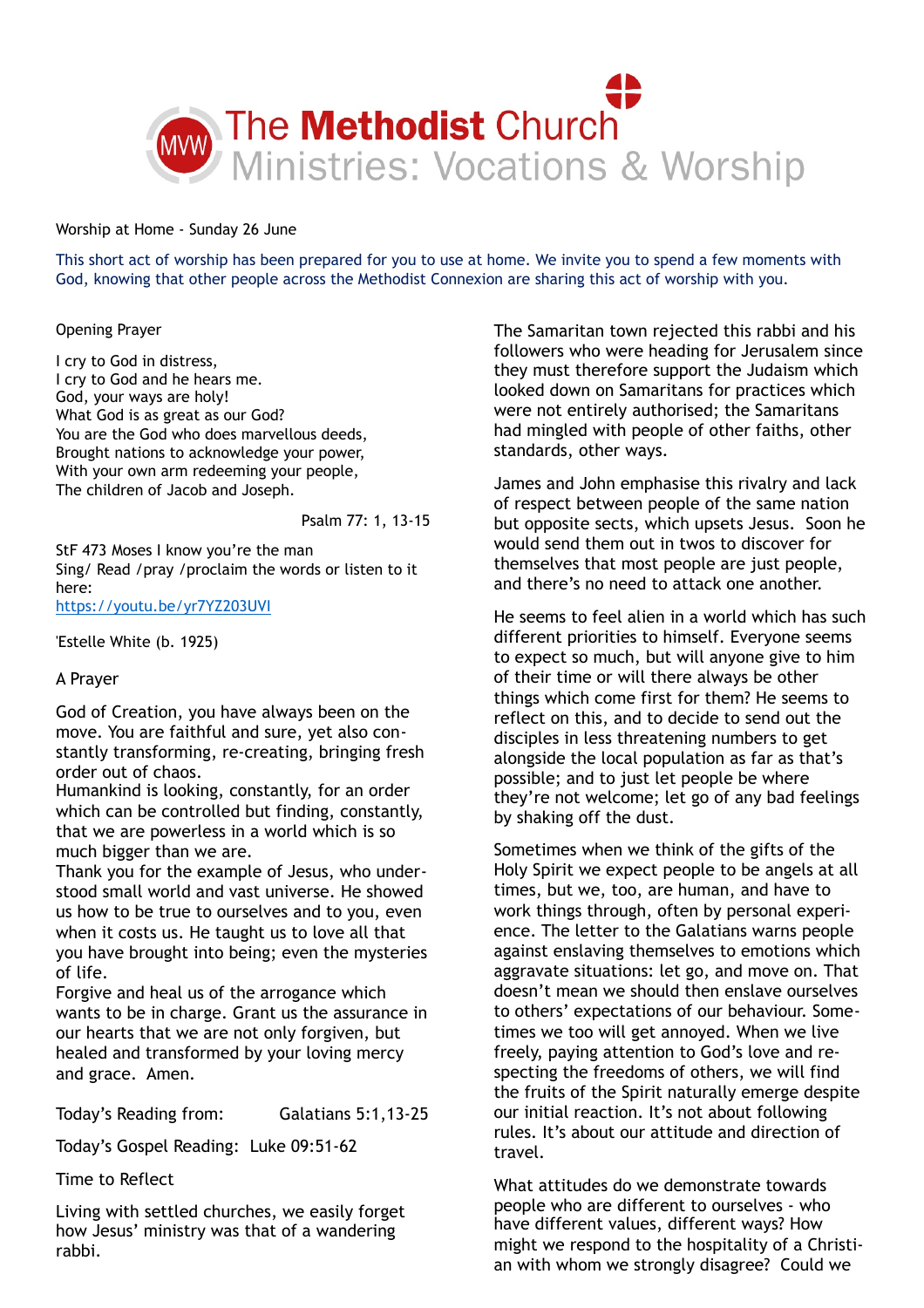# The Methodist Church
## Ministries: Vocations & Worship

Worship at Home - Sunday 26 June

This short act of worship has been prepared for you to use at home. We invite you to spend a few moments with God, knowing that other people across the Methodist Connexion are sharing this act of worship with you.

### Opening Prayer

I cry to God in distress,  
I cry to God and he hears me.  
God, your ways are holy!  
What God is as great as our God?  
You are the God who does marvellous deeds,  
Brought nations to acknowledge your power,  
With your own arm redeeming your people,  
The children of Jacob and Joseph.

Psalm 77: 1, 13-15

StF 473 Moses I know you're the man  
Sing/ Read /pray /proclaim the words or listen to it here:  
[https://youtu.be/yr7YZ203UVI](https://youtu.be/yr7YZ203UVI)

'Estelle White (b. 1925)

### A Prayer

God of Creation, you have always been on the move. You are faithful and sure, yet also constantly transforming, re-creating, bringing fresh order out of chaos.  
Humankind is looking, constantly, for an order which can be controlled but finding, constantly, that we are powerless in a world which is so much bigger than we are.  
Thank you for the example of Jesus, who understood small world and vast universe. He showed us how to be true to ourselves and to you, even when it costs us. He taught us to love all that you have brought into being; even the mysteries of life.  
Forgive and heal us of the arrogance which wants to be in charge. Grant us the assurance in our hearts that we are not only forgiven, but healed and transformed by your loving mercy and grace. Amen.

Today's Reading from: Galatians 5:1,13-25

Today's Gospel Reading: Luke 09:51-62

### Time to Reflect

Living with settled churches, we easily forget how Jesus' ministry was that of a wandering rabbi.

The Samaritan town rejected this rabbi and his followers who were heading for Jerusalem since they must therefore support the Judaism which looked down on Samaritans for practices which were not entirely authorised; the Samaritans had mingled with people of other faiths, other standards, other ways.

James and John emphasise this rivalry and lack of respect between people of the same nation but opposite sects, which upsets Jesus. Soon he would send them out in twos to discover for themselves that most people are just people, and there's no need to attack one another.

He seems to feel alien in a world which has such different priorities to himself. Everyone seems to expect so much, but will anyone give to him of their time or will there always be other things which come first for them? He seems to reflect on this, and to decide to send out the disciples in less threatening numbers to get alongside the local population as far as that's possible; and to just let people be where they're not welcome; let go of any bad feelings by shaking off the dust.

Sometimes when we think of the gifts of the Holy Spirit we expect people to be angels at all times, but we, too, are human, and have to work things through, often by personal experience. The letter to the Galatians warns people against enslaving themselves to emotions which aggravate situations: let go, and move on. That doesn't mean we should then enslave ourselves to others' expectations of our behaviour. Sometimes we too will get annoyed. When we live freely, paying attention to God's love and respecting the freedoms of others, we will find the fruits of the Spirit naturally emerge despite our initial reaction. It's not about following rules. It's about our attitude and direction of travel.

What attitudes do we demonstrate towards people who are different to ourselves - who have different values, different ways? How might we respond to the hospitality of a Christian with whom we strongly disagree? Could we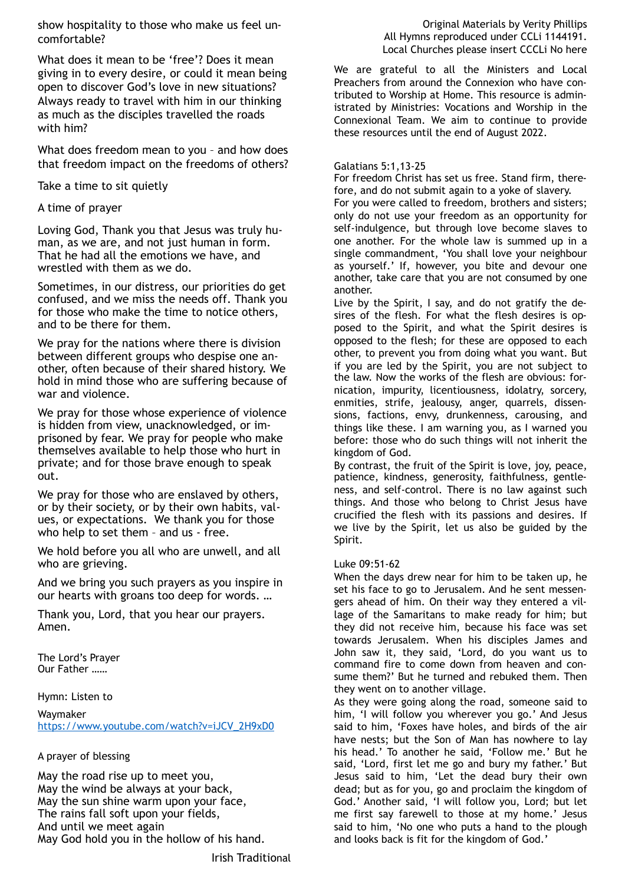show hospitality to those who make us feel uncomfortable?

What does it mean to be 'free'? Does it mean giving in to every desire, or could it mean being open to discover God's love in new situations? Always ready to travel with him in our thinking as much as the disciples travelled the roads with him?

What does freedom mean to you – and how does that freedom impact on the freedoms of others?

Take a time to sit quietly

A time of prayer

Loving God, Thank you that Jesus was truly human, as we are, and not just human in form. That he had all the emotions we have, and wrestled with them as we do.

Sometimes, in our distress, our priorities do get confused, and we miss the needs off. Thank you for those who make the time to notice others, and to be there for them.

We pray for the nations where there is division between different groups who despise one another, often because of their shared history. We hold in mind those who are suffering because of war and violence.

We pray for those whose experience of violence is hidden from view, unacknowledged, or imprisoned by fear. We pray for people who make themselves available to help those who hurt in private; and for those brave enough to speak out.

We pray for those who are enslaved by others, or by their society, or by their own habits, values, or expectations. We thank you for those who help to set them – and us - free.

We hold before you all who are unwell, and all who are grieving.

And we bring you such prayers as you inspire in our hearts with groans too deep for words. …

Thank you, Lord, that you hear our prayers. Amen.

The Lord's Prayer
Our Father ……

Hymn: Listen to

Waymaker
https://www.youtube.com/watch?v=iJCV_2H9xD0

A prayer of blessing

May the road rise up to meet you,
May the wind be always at your back,
May the sun shine warm upon your face,
The rains fall soft upon your fields,
And until we meet again
May God hold you in the hollow of his hand.

Irish Traditional

Original Materials by Verity Phillips
All Hymns reproduced under CCLi 1144191.
Local Churches please insert CCCLi No here

We are grateful to all the Ministers and Local Preachers from around the Connexion who have contributed to Worship at Home. This resource is administered by Ministries: Vocations and Worship in the Connexional Team. We aim to continue to provide these resources until the end of August 2022.

Galatians 5:1,13-25
For freedom Christ has set us free. Stand firm, therefore, and do not submit again to a yoke of slavery.
For you were called to freedom, brothers and sisters; only do not use your freedom as an opportunity for self-indulgence, but through love become slaves to one another. For the whole law is summed up in a single commandment, 'You shall love your neighbour as yourself.' If, however, you bite and devour one another, take care that you are not consumed by one another.
Live by the Spirit, I say, and do not gratify the desires of the flesh. For what the flesh desires is opposed to the Spirit, and what the Spirit desires is opposed to the flesh; for these are opposed to each other, to prevent you from doing what you want. But if you are led by the Spirit, you are not subject to the law. Now the works of the flesh are obvious: fornication, impurity, licentiousness, idolatry, sorcery, enmities, strife, jealousy, anger, quarrels, dissensions, factions, envy, drunkenness, carousing, and things like these. I am warning you, as I warned you before: those who do such things will not inherit the kingdom of God.
By contrast, the fruit of the Spirit is love, joy, peace, patience, kindness, generosity, faithfulness, gentleness, and self-control. There is no law against such things. And those who belong to Christ Jesus have crucified the flesh with its passions and desires. If we live by the Spirit, let us also be guided by the Spirit.

Luke 09:51-62
When the days drew near for him to be taken up, he set his face to go to Jerusalem. And he sent messengers ahead of him. On their way they entered a village of the Samaritans to make ready for him; but they did not receive him, because his face was set towards Jerusalem. When his disciples James and John saw it, they said, 'Lord, do you want us to command fire to come down from heaven and consume them?' But he turned and rebuked them. Then they went on to another village.
As they were going along the road, someone said to him, 'I will follow you wherever you go.' And Jesus said to him, 'Foxes have holes, and birds of the air have nests; but the Son of Man has nowhere to lay his head.' To another he said, 'Follow me.' But he said, 'Lord, first let me go and bury my father.' But Jesus said to him, 'Let the dead bury their own dead; but as for you, go and proclaim the kingdom of God.' Another said, 'I will follow you, Lord; but let me first say farewell to those at my home.' Jesus said to him, 'No one who puts a hand to the plough and looks back is fit for the kingdom of God.'